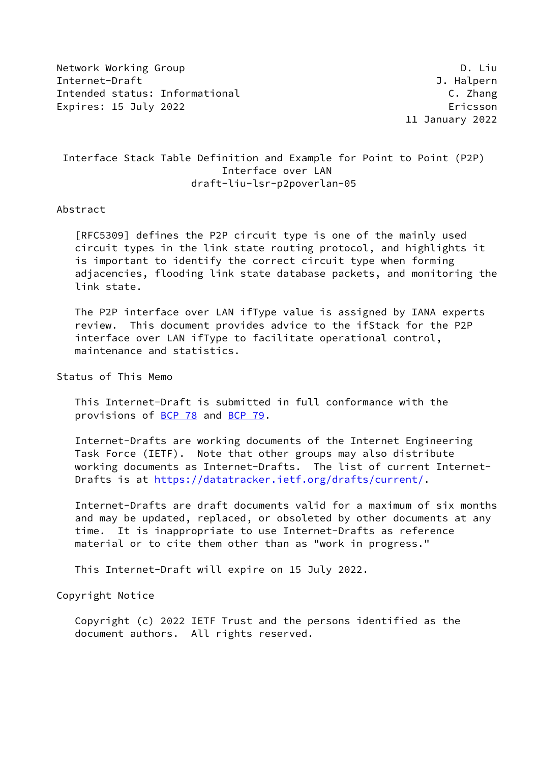Network Working Group D. Liu
Internet-Draft J. Halpern
Intended status: Informational C. Zhang
Expires: 15 July 2022 Ericsson
11 January 2022

# Interface Stack Table Definition and Example for Point to Point (P2P) Interface over LAN

draft-liu-lsr-p2poverlan-05

## Abstract

[RFC5309] defines the P2P circuit type is one of the mainly used circuit types in the link state routing protocol, and highlights it is important to identify the correct circuit type when forming adjacencies, flooding link state database packets, and monitoring the link state.

The P2P interface over LAN ifType value is assigned by IANA experts review. This document provides advice to the ifStack for the P2P interface over LAN ifType to facilitate operational control, maintenance and statistics.

## Status of This Memo

This Internet-Draft is submitted in full conformance with the provisions of BCP 78 and BCP 79.

Internet-Drafts are working documents of the Internet Engineering Task Force (IETF). Note that other groups may also distribute working documents as Internet-Drafts. The list of current Internet-Drafts is at https://datatracker.ietf.org/drafts/current/.

Internet-Drafts are draft documents valid for a maximum of six months and may be updated, replaced, or obsoleted by other documents at any time. It is inappropriate to use Internet-Drafts as reference material or to cite them other than as "work in progress."

This Internet-Draft will expire on 15 July 2022.

## Copyright Notice

Copyright (c) 2022 IETF Trust and the persons identified as the document authors. All rights reserved.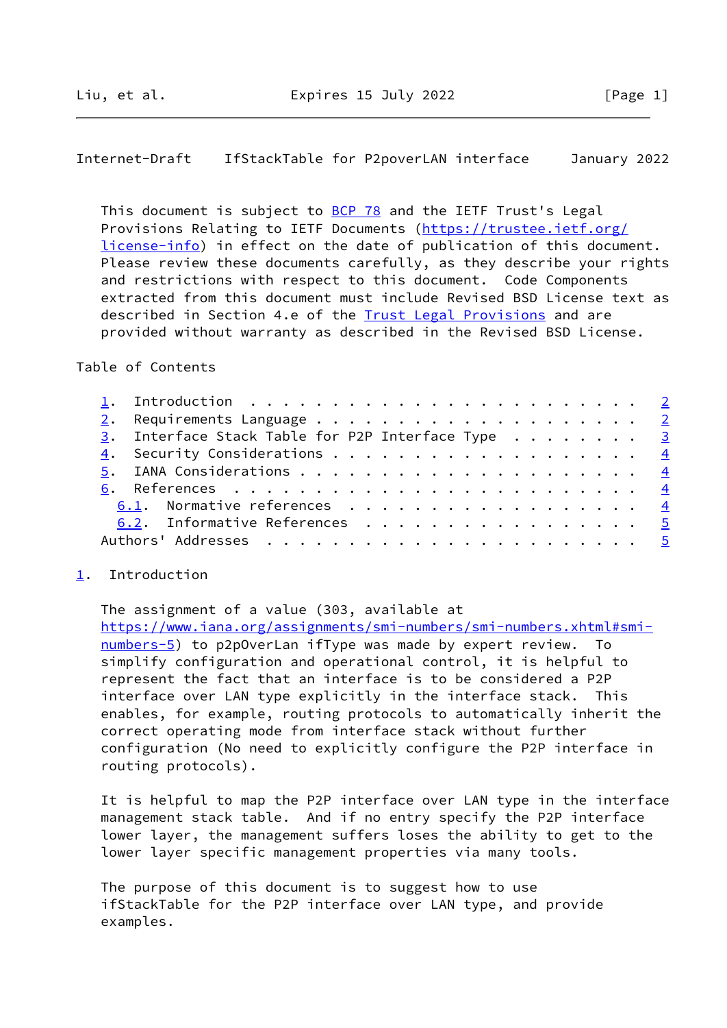This document is subject to BCP 78 and the IETF Trust's Legal Provisions Relating to IETF Documents (https://trustee.ietf.org/license-info) in effect on the date of publication of this document. Please review these documents carefully, as they describe your rights and restrictions with respect to this document. Code Components extracted from this document must include Revised BSD License text as described in Section 4.e of the Trust Legal Provisions and are provided without warranty as described in the Revised BSD License.

Table of Contents

```
1.  Introduction  . . . . . . . . . . . . . . . . . . . . . . . .   2
2.  Requirements Language . . . . . . . . . . . . . . . . . . . .   2
3.  Interface Stack Table for P2P Interface Type  . . . . . . . .   3
4.  Security Considerations . . . . . . . . . . . . . . . . . . .   4
5.  IANA Considerations . . . . . . . . . . . . . . . . . . . . .   4
6.  References  . . . . . . . . . . . . . . . . . . . . . . . . .   4
  6.1.  Normative references  . . . . . . . . . . . . . . . . . .   4
  6.2.  Informative References  . . . . . . . . . . . . . . . . .   5
Authors' Addresses  . . . . . . . . . . . . . . . . . . . . . . .   5
```

## 1. Introduction

The assignment of a value (303, available at https://www.iana.org/assignments/smi-numbers/smi-numbers.xhtml#smi-numbers-5) to p2pOverLan ifType was made by expert review. To simplify configuration and operational control, it is helpful to represent the fact that an interface is to be considered a P2P interface over LAN type explicitly in the interface stack. This enables, for example, routing protocols to automatically inherit the correct operating mode from interface stack without further configuration (No need to explicitly configure the P2P interface in routing protocols).

It is helpful to map the P2P interface over LAN type in the interface management stack table. And if no entry specify the P2P interface lower layer, the management suffers loses the ability to get to the lower layer specific management properties via many tools.

The purpose of this document is to suggest how to use ifStackTable for the P2P interface over LAN type, and provide examples.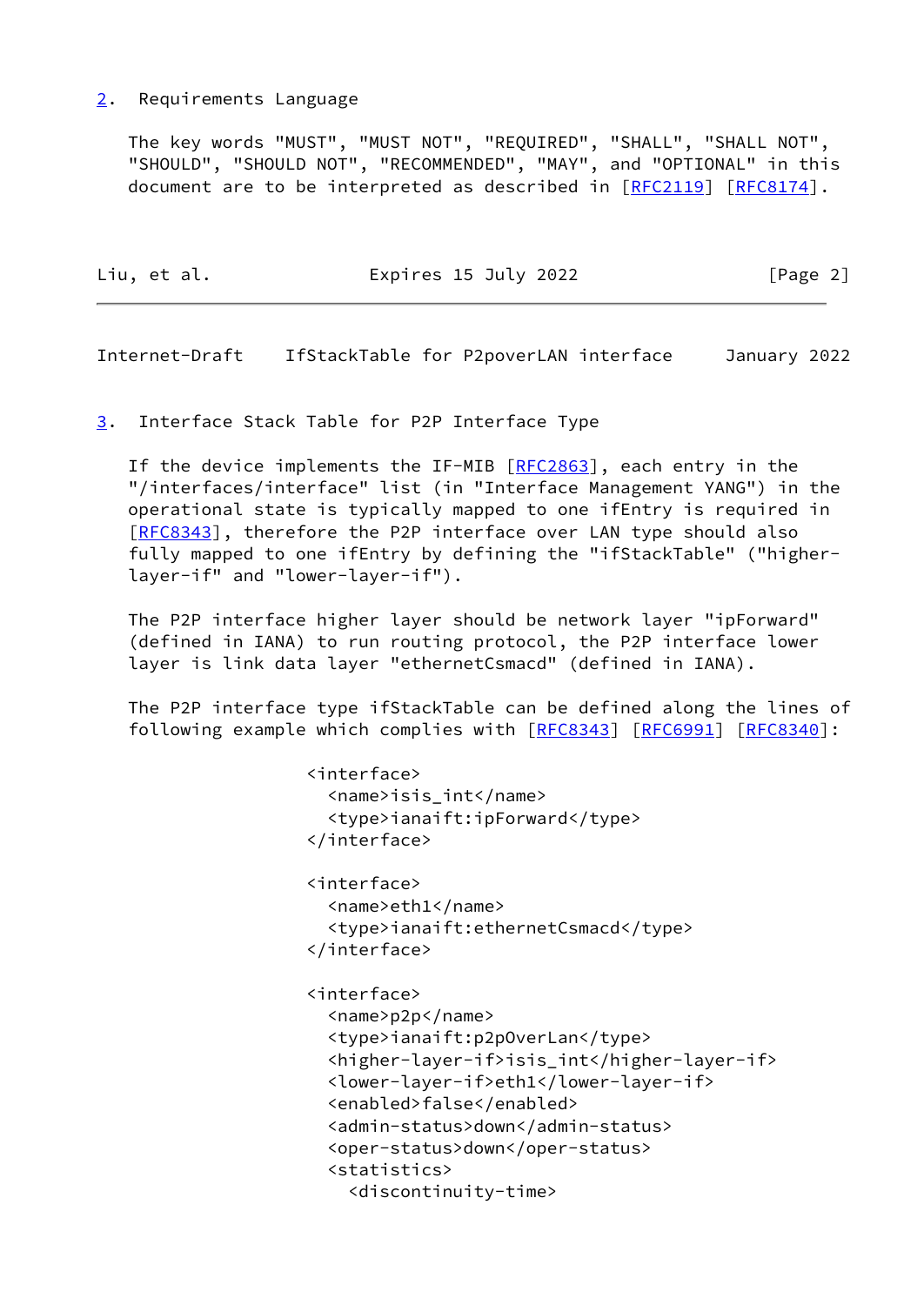## 2. Requirements Language

The key words "MUST", "MUST NOT", "REQUIRED", "SHALL", "SHALL NOT", "SHOULD", "SHOULD NOT", "RECOMMENDED", "MAY", and "OPTIONAL" in this document are to be interpreted as described in [RFC2119] [RFC8174].

## 3. Interface Stack Table for P2P Interface Type

If the device implements the IF-MIB [RFC2863], each entry in the "/interfaces/interface" list (in "Interface Management YANG") in the operational state is typically mapped to one ifEntry is required in [RFC8343], therefore the P2P interface over LAN type should also fully mapped to one ifEntry by defining the "ifStackTable" ("higher-layer-if" and "lower-layer-if").

The P2P interface higher layer should be network layer "ipForward" (defined in IANA) to run routing protocol, the P2P interface lower layer is link data layer "ethernetCsmacd" (defined in IANA).

The P2P interface type ifStackTable can be defined along the lines of following example which complies with [RFC8343] [RFC6991] [RFC8340]:

```
<interface>
  <name>isis_int</name>
  <type>ianaift:ipForward</type>
</interface>

<interface>
  <name>eth1</name>
  <type>ianaift:ethernetCsmacd</type>
</interface>

<interface>
  <name>p2p</name>
  <type>ianaift:p2pOverLan</type>
  <higher-layer-if>isis_int</higher-layer-if>
  <lower-layer-if>eth1</lower-layer-if>
  <enabled>false</enabled>
  <admin-status>down</admin-status>
  <oper-status>down</oper-status>
  <statistics>
    <discontinuity-time>
```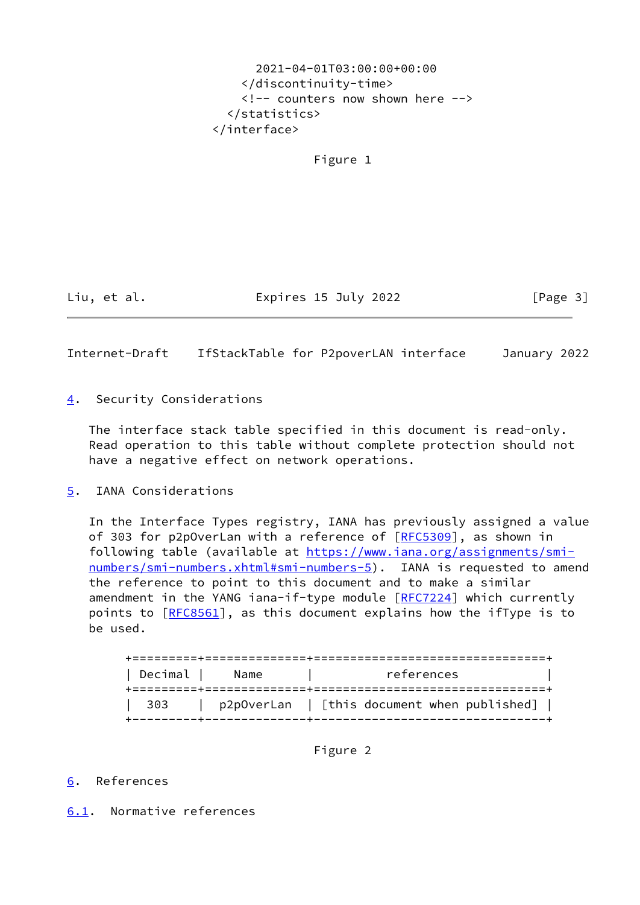```
        2021-04-01T03:00:00+00:00
      </discontinuity-time>
      <!-- counters now shown here -->
    </statistics>
  </interface>
```

Figure 1

## 4. Security Considerations

The interface stack table specified in this document is read-only. Read operation to this table without complete protection should not have a negative effect on network operations.

## 5. IANA Considerations

In the Interface Types registry, IANA has previously assigned a value of 303 for p2pOverLan with a reference of [RFC5309], as shown in following table (available at https://www.iana.org/assignments/smi-numbers/smi-numbers.xhtml#smi-numbers-5). IANA is requested to amend the reference to point to this document and to make a similar amendment in the YANG iana-if-type module [RFC7224] which currently points to [RFC8561], as this document explains how the ifType is to be used.

| Decimal | Name | references |
|---|---|---|
| 303 | p2pOverLan | [this document when published] |

Figure 2

## 6. References

### 6.1. Normative references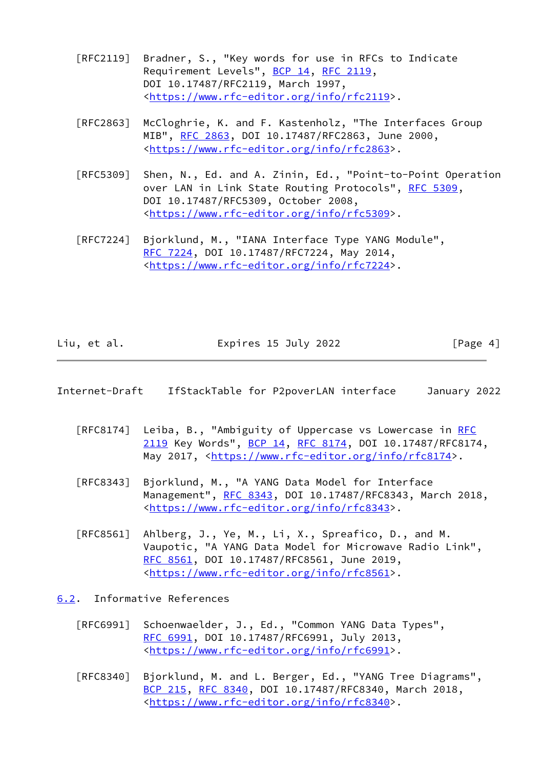[RFC2119] Bradner, S., "Key words for use in RFCs to Indicate Requirement Levels", BCP 14, RFC 2119, DOI 10.17487/RFC2119, March 1997, <https://www.rfc-editor.org/info/rfc2119>.

[RFC2863] McCloghrie, K. and F. Kastenholz, "The Interfaces Group MIB", RFC 2863, DOI 10.17487/RFC2863, June 2000, <https://www.rfc-editor.org/info/rfc2863>.

[RFC5309] Shen, N., Ed. and A. Zinin, Ed., "Point-to-Point Operation over LAN in Link State Routing Protocols", RFC 5309, DOI 10.17487/RFC5309, October 2008, <https://www.rfc-editor.org/info/rfc5309>.

[RFC7224] Bjorklund, M., "IANA Interface Type YANG Module", RFC 7224, DOI 10.17487/RFC7224, May 2014, <https://www.rfc-editor.org/info/rfc7224>.

[RFC8174] Leiba, B., "Ambiguity of Uppercase vs Lowercase in RFC 2119 Key Words", BCP 14, RFC 8174, DOI 10.17487/RFC8174, May 2017, <https://www.rfc-editor.org/info/rfc8174>.

[RFC8343] Bjorklund, M., "A YANG Data Model for Interface Management", RFC 8343, DOI 10.17487/RFC8343, March 2018, <https://www.rfc-editor.org/info/rfc8343>.

[RFC8561] Ahlberg, J., Ye, M., Li, X., Spreafico, D., and M. Vaupotic, "A YANG Data Model for Microwave Radio Link", RFC 8561, DOI 10.17487/RFC8561, June 2019, <https://www.rfc-editor.org/info/rfc8561>.

### 6.2. Informative References

[RFC6991] Schoenwaelder, J., Ed., "Common YANG Data Types", RFC 6991, DOI 10.17487/RFC6991, July 2013, <https://www.rfc-editor.org/info/rfc6991>.

[RFC8340] Bjorklund, M. and L. Berger, Ed., "YANG Tree Diagrams", BCP 215, RFC 8340, DOI 10.17487/RFC8340, March 2018, <https://www.rfc-editor.org/info/rfc8340>.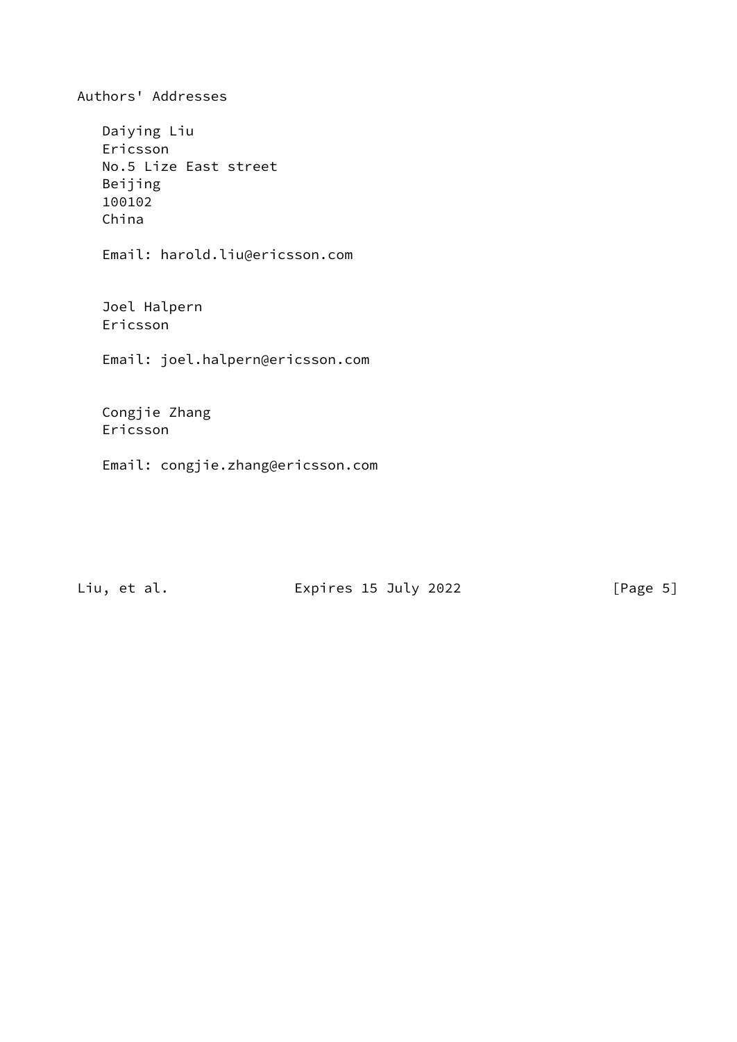## Authors' Addresses

Daiying Liu
Ericsson
No.5 Lize East street
Beijing
100102
China

Email: harold.liu@ericsson.com

Joel Halpern
Ericsson

Email: joel.halpern@ericsson.com

Congjie Zhang
Ericsson

Email: congjie.zhang@ericsson.com